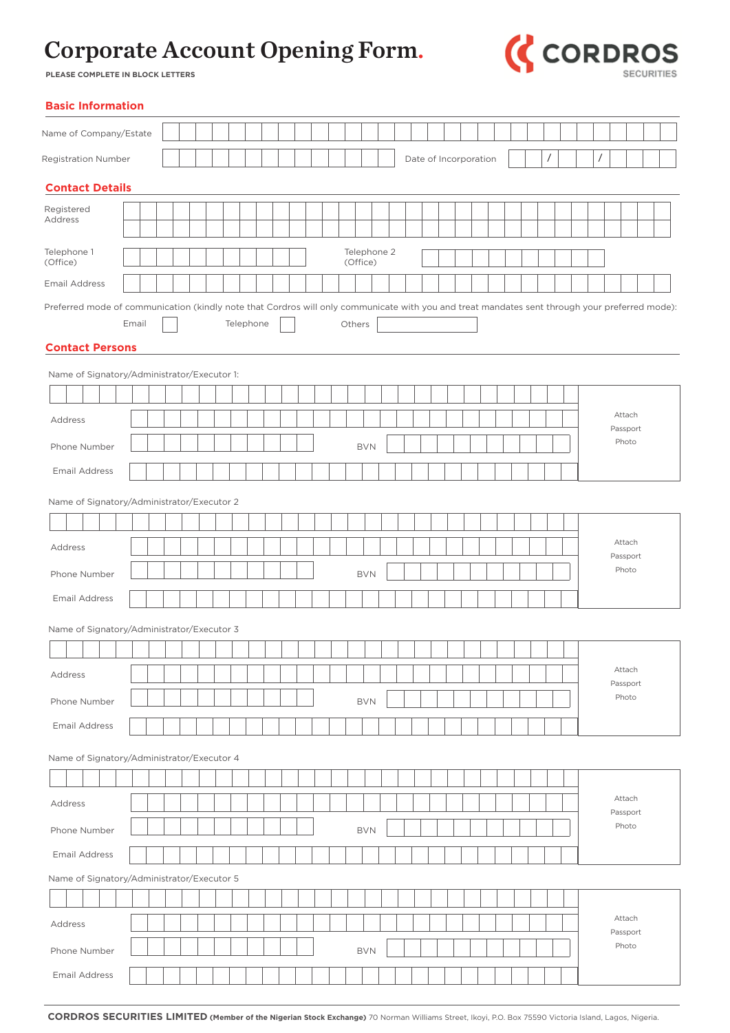# Corporate Account Opening Form.

CORDROS SECURITIES

**PLEASE COMPLETE IN BLOCK LETTERS**

## Basic Information

Name of Company/Estate

Registration Number

Date of Incorporation  /  /

## Contact Details

Registered Address

Telephone 1 (Office)

Telephone 2 (Office)

Email Address

Preferred mode of communication (kindly note that Cordros will only communicate with you and treat mandates sent through your preferred mode):

Email ☐  Telephone ☐  Others

## Contact Persons

Name of Signatory/Administrator/Executor 1:

Address

Phone Number

BVN

Email Address

Attach Passport Photo

Name of Signatory/Administrator/Executor 2

Address

Phone Number

BVN

Email Address

Attach Passport Photo

Name of Signatory/Administrator/Executor 3

Address

Phone Number

BVN

Email Address

Attach Passport Photo

Name of Signatory/Administrator/Executor 4

Address

Phone Number

BVN

Email Address

Attach Passport Photo

Name of Signatory/Administrator/Executor 5

Address

Phone Number

BVN

Email Address

Attach Passport Photo

**CORDROS SECURITIES LIMITED** **(Member of the Nigerian Stock Exchange)** 70 Norman Williams Street, Ikoyi, P.O. Box 75590 Victoria Island, Lagos, Nigeria.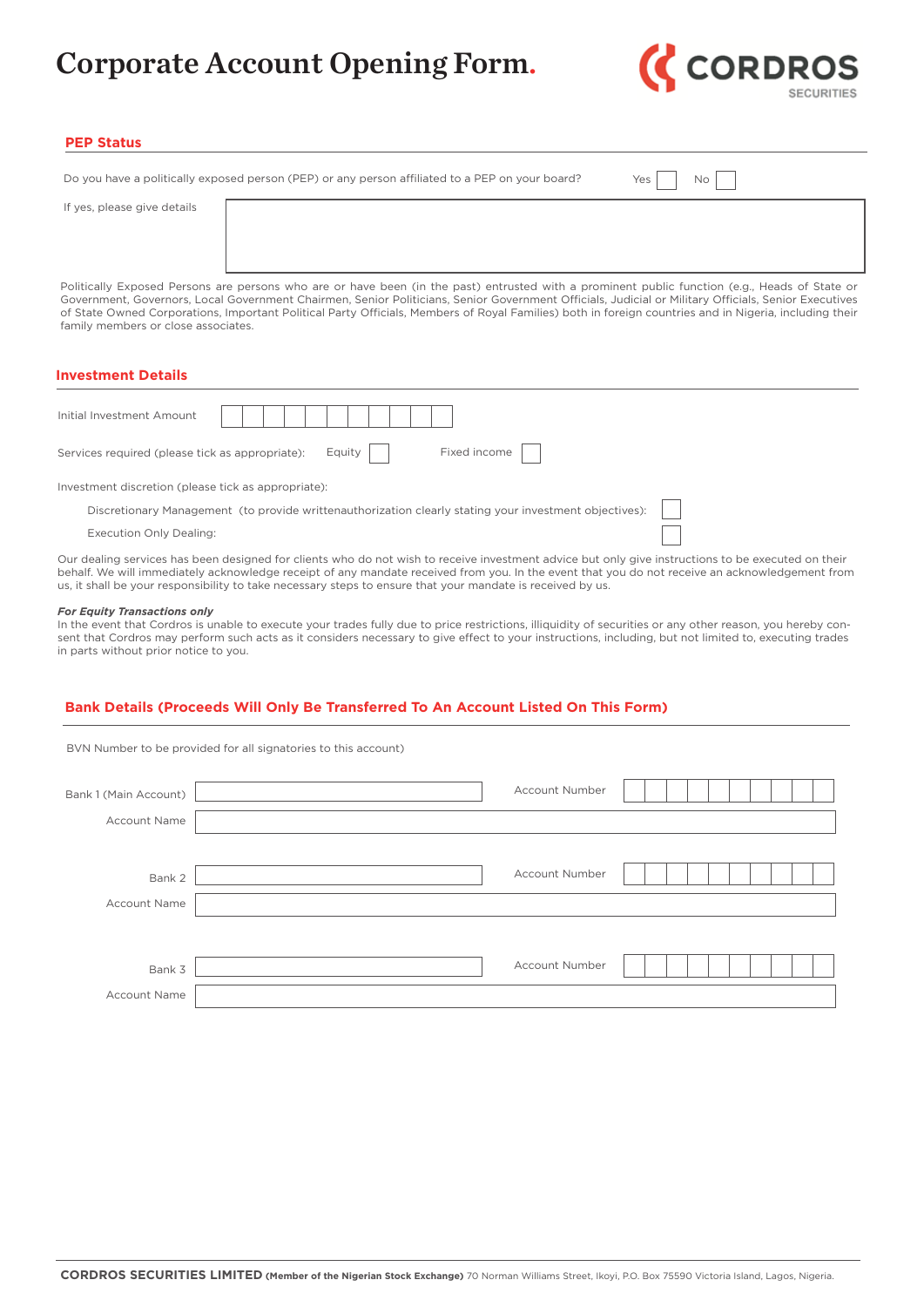# Corporate Account Opening Form.

CORDROS SECURITIES

## PEP Status

Do you have a politically exposed person (PEP) or any person affiliated to a PEP on your board? Yes ☐ No ☐

If yes, please give details

Politically Exposed Persons are persons who are or have been (in the past) entrusted with a prominent public function (e.g., Heads of State or Government, Governors, Local Government Chairmen, Senior Politicians, Senior Government Officials, Judicial or Military Officials, Senior Executives of State Owned Corporations, Important Political Party Officials, Members of Royal Families) both in foreign countries and in Nigeria, including their family members or close associates.

## Investment Details

Initial Investment Amount

Services required (please tick as appropriate): Equity ☐ Fixed income ☐

Investment discretion (please tick as appropriate):

Discretionary Management (to provide writtenauthorization clearly stating your investment objectives): ☐

Execution Only Dealing: ☐

Our dealing services has been designed for clients who do not wish to receive investment advice but only give instructions to be executed on their behalf. We will immediately acknowledge receipt of any mandate received from you. In the event that you do not receive an acknowledgement from us, it shall be your responsibility to take necessary steps to ensure that your mandate is received by us.

***For Equity Transactions only***

In the event that Cordros is unable to execute your trades fully due to price restrictions, illiquidity of securities or any other reason, you hereby consent that Cordros may perform such acts as it considers necessary to give effect to your instructions, including, but not limited to, executing trades in parts without prior notice to you.

## Bank Details (Proceeds Will Only Be Transferred To An Account Listed On This Form)

BVN Number to be provided for all signatories to this account)

Bank 1 (Main Account) Account Number

Account Name

Bank 2 Account Number

Account Name

Bank 3 Account Number

Account Name

**CORDROS SECURITIES LIMITED** **(Member of the Nigerian Stock Exchange)** 70 Norman Williams Street, Ikoyi, P.O. Box 75590 Victoria Island, Lagos, Nigeria.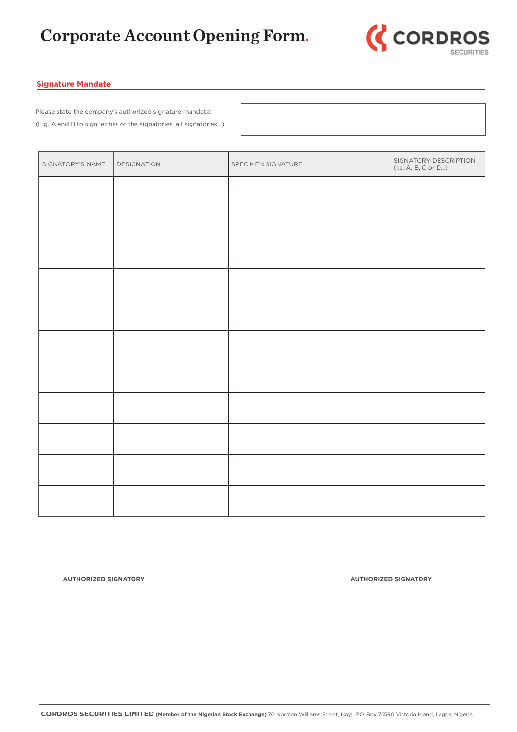# Corporate Account Opening Form.

CORDROS SECURITIES

## Signature Mandate

Please state the company's authorized signature mandate:

(E.g. A and B to sign, either of the signatories, all signatories...)

| SIGNATORY'S NAME | DESIGNATION | SPECIMEN SIGNATURE | SIGNATORY DESCRIPTION (i.e. A, B, C or D...) |
|---|---|---|---|
| | | | |
| | | | |
| | | | |
| | | | |
| | | | |
| | | | |
| | | | |
| | | | |
| | | | |
| | | | |
| | | | |

**AUTHORIZED SIGNATORY**

**AUTHORIZED SIGNATORY**

**CORDROS SECURITIES LIMITED** **(Member of the Nigerian Stock Exchange)** 70 Norman Williams Street, Ikoyi, P.O. Box 75590 Victoria Island, Lagos, Nigeria.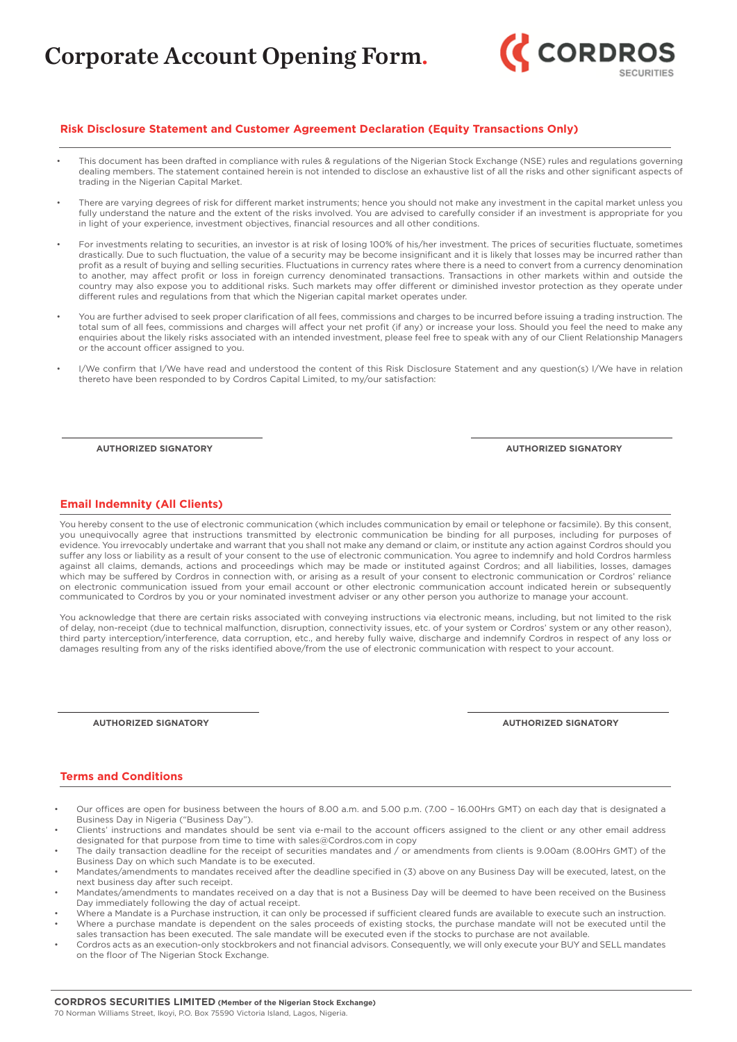# Corporate Account Opening Form.

CORDROS SECURITIES

## Risk Disclosure Statement and Customer Agreement Declaration (Equity Transactions Only)

- This document has been drafted in compliance with rules & regulations of the Nigerian Stock Exchange (NSE) rules and regulations governing dealing members. The statement contained herein is not intended to disclose an exhaustive list of all the risks and other significant aspects of trading in the Nigerian Capital Market.
- There are varying degrees of risk for different market instruments; hence you should not make any investment in the capital market unless you fully understand the nature and the extent of the risks involved. You are advised to carefully consider if an investment is appropriate for you in light of your experience, investment objectives, financial resources and all other conditions.
- For investments relating to securities, an investor is at risk of losing 100% of his/her investment. The prices of securities fluctuate, sometimes drastically. Due to such fluctuation, the value of a security may be become insignificant and it is likely that losses may be incurred rather than profit as a result of buying and selling securities. Fluctuations in currency rates where there is a need to convert from a currency denomination to another, may affect profit or loss in foreign currency denominated transactions. Transactions in other markets within and outside the country may also expose you to additional risks. Such markets may offer different or diminished investor protection as they operate under different rules and regulations from that which the Nigerian capital market operates under.
- You are further advised to seek proper clarification of all fees, commissions and charges to be incurred before issuing a trading instruction. The total sum of all fees, commissions and charges will affect your net profit (if any) or increase your loss. Should you feel the need to make any enquiries about the likely risks associated with an intended investment, please feel free to speak with any of our Client Relationship Managers or the account officer assigned to you.
- I/We confirm that I/We have read and understood the content of this Risk Disclosure Statement and any question(s) I/We have in relation thereto have been responded to by Cordros Capital Limited, to my/our satisfaction:

**AUTHORIZED SIGNATORY** **AUTHORIZED SIGNATORY**

## Email Indemnity (All Clients)

You hereby consent to the use of electronic communication (which includes communication by email or telephone or facsimile). By this consent, you unequivocally agree that instructions transmitted by electronic communication be binding for all purposes, including for purposes of evidence. You irrevocably undertake and warrant that you shall not make any demand or claim, or institute any action against Cordros should you suffer any loss or liability as a result of your consent to the use of electronic communication. You agree to indemnify and hold Cordros harmless against all claims, demands, actions and proceedings which may be made or instituted against Cordros; and all liabilities, losses, damages which may be suffered by Cordros in connection with, or arising as a result of your consent to electronic communication or Cordros' reliance on electronic communication issued from your email account or other electronic communication account indicated herein or subsequently communicated to Cordros by you or your nominated investment adviser or any other person you authorize to manage your account.

You acknowledge that there are certain risks associated with conveying instructions via electronic means, including, but not limited to the risk of delay, non-receipt (due to technical malfunction, disruption, connectivity issues, etc. of your system or Cordros' system or any other reason), third party interception/interference, data corruption, etc., and hereby fully waive, discharge and indemnify Cordros in respect of any loss or damages resulting from any of the risks identified above/from the use of electronic communication with respect to your account.

**AUTHORIZED SIGNATORY** **AUTHORIZED SIGNATORY**

## Terms and Conditions

- Our offices are open for business between the hours of 8.00 a.m. and 5.00 p.m. (7.00 – 16.00Hrs GMT) on each day that is designated a Business Day in Nigeria ("Business Day").
- Clients' instructions and mandates should be sent via e-mail to the account officers assigned to the client or any other email address designated for that purpose from time to time with sales@Cordros.com in copy
- The daily transaction deadline for the receipt of securities mandates and / or amendments from clients is 9.00am (8.00Hrs GMT) of the Business Day on which such Mandate is to be executed.
- Mandates/amendments to mandates received after the deadline specified in (3) above on any Business Day will be executed, latest, on the next business day after such receipt.
- Mandates/amendments to mandates received on a day that is not a Business Day will be deemed to have been received on the Business Day immediately following the day of actual receipt.
- Where a Mandate is a Purchase instruction, it can only be processed if sufficient cleared funds are available to execute such an instruction.
- Where a purchase mandate is dependent on the sales proceeds of existing stocks, the purchase mandate will not be executed until the sales transaction has been executed. The sale mandate will be executed even if the stocks to purchase are not available.
- Cordros acts as an execution-only stockbrokers and not financial advisors. Consequently, we will only execute your BUY and SELL mandates on the floor of The Nigerian Stock Exchange.

**CORDROS SECURITIES LIMITED** **(Member of the Nigerian Stock Exchange)**
70 Norman Williams Street, Ikoyi, P.O. Box 75590 Victoria Island, Lagos, Nigeria.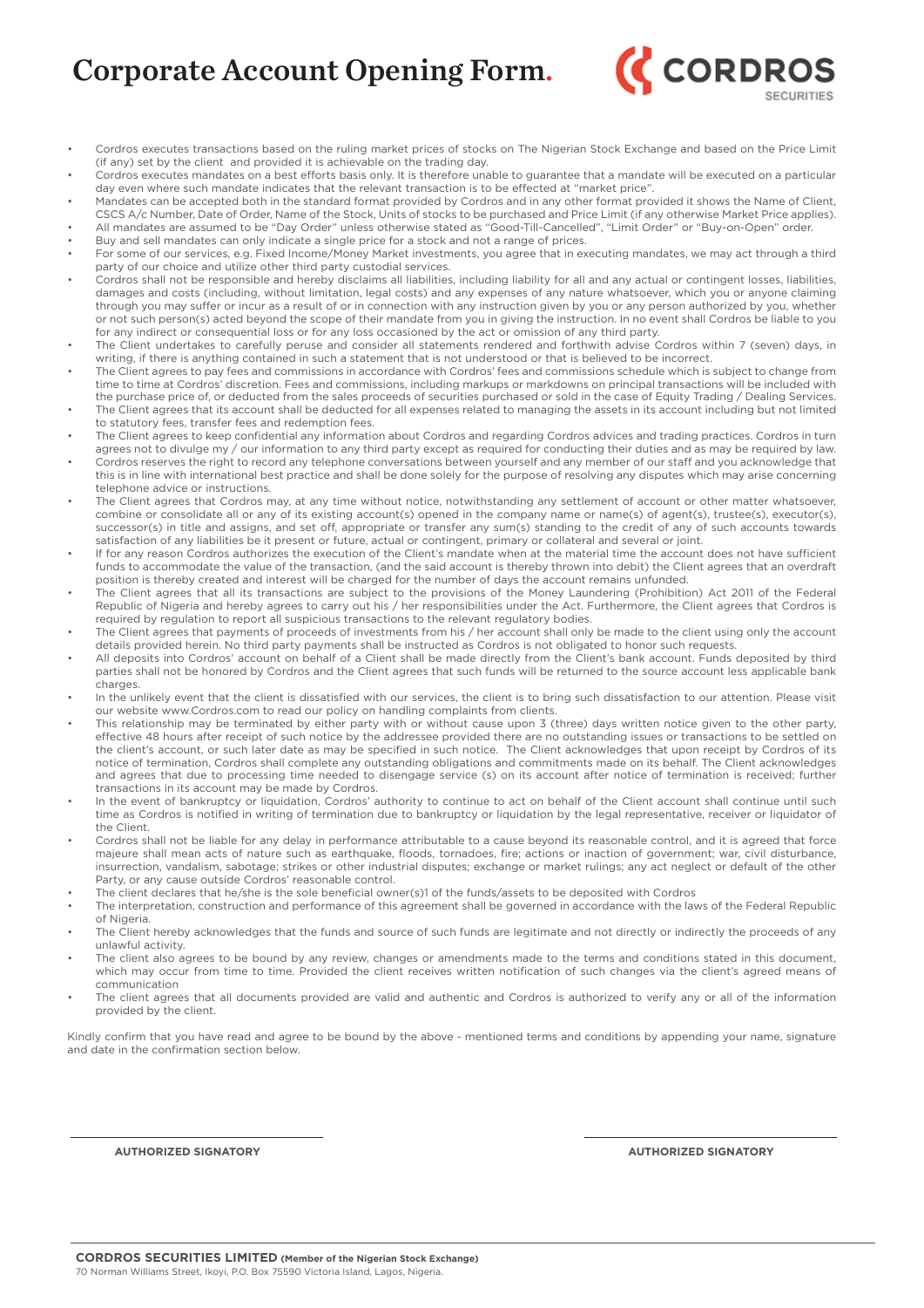# Corporate Account Opening Form.

CORDROS SECURITIES

- Cordros executes transactions based on the ruling market prices of stocks on The Nigerian Stock Exchange and based on the Price Limit (if any) set by the client and provided it is achievable on the trading day.
- Cordros executes mandates on a best efforts basis only. It is therefore unable to guarantee that a mandate will be executed on a particular day even where such mandate indicates that the relevant transaction is to be effected at "market price".
- Mandates can be accepted both in the standard format provided by Cordros and in any other format provided it shows the Name of Client, CSCS A/c Number, Date of Order, Name of the Stock, Units of stocks to be purchased and Price Limit (if any otherwise Market Price applies).
- All mandates are assumed to be "Day Order" unless otherwise stated as "Good-Till-Cancelled", "Limit Order" or "Buy-on-Open" order.
- Buy and sell mandates can only indicate a single price for a stock and not a range of prices.
- For some of our services, e.g. Fixed Income/Money Market investments, you agree that in executing mandates, we may act through a third party of our choice and utilize other third party custodial services.
- Cordros shall not be responsible and hereby disclaims all liabilities, including liability for all and any actual or contingent losses, liabilities, damages and costs (including, without limitation, legal costs) and any expenses of any nature whatsoever, which you or anyone claiming through you may suffer or incur as a result of or in connection with any instruction given by you or any person authorized by you, whether or not such person(s) acted beyond the scope of their mandate from you in giving the instruction. In no event shall Cordros be liable to you for any indirect or consequential loss or for any loss occasioned by the act or omission of any third party.
- The Client undertakes to carefully peruse and consider all statements rendered and forthwith advise Cordros within 7 (seven) days, in writing, if there is anything contained in such a statement that is not understood or that is believed to be incorrect.
- The Client agrees to pay fees and commissions in accordance with Cordros' fees and commissions schedule which is subject to change from time to time at Cordros' discretion. Fees and commissions, including markups or markdowns on principal transactions will be included with the purchase price of, or deducted from the sales proceeds of securities purchased or sold in the case of Equity Trading / Dealing Services.
- The Client agrees that its account shall be deducted for all expenses related to managing the assets in its account including but not limited to statutory fees, transfer fees and redemption fees.
- The Client agrees to keep confidential any information about Cordros and regarding Cordros advices and trading practices. Cordros in turn agrees not to divulge my / our information to any third party except as required for conducting their duties and as may be required by law.
- Cordros reserves the right to record any telephone conversations between yourself and any member of our staff and you acknowledge that this is in line with international best practice and shall be done solely for the purpose of resolving any disputes which may arise concerning telephone advice or instructions.
- The Client agrees that Cordros may, at any time without notice, notwithstanding any settlement of account or other matter whatsoever, combine or consolidate all or any of its existing account(s) opened in the company name or name(s) of agent(s), trustee(s), executor(s), successor(s) in title and assigns, and set off, appropriate or transfer any sum(s) standing to the credit of any of such accounts towards satisfaction of any liabilities be it present or future, actual or contingent, primary or collateral and several or joint.
- If for any reason Cordros authorizes the execution of the Client's mandate when at the material time the account does not have sufficient funds to accommodate the value of the transaction, (and the said account is thereby thrown into debit) the Client agrees that an overdraft position is thereby created and interest will be charged for the number of days the account remains unfunded.
- The Client agrees that all its transactions are subject to the provisions of the Money Laundering (Prohibition) Act 2011 of the Federal Republic of Nigeria and hereby agrees to carry out his / her responsibilities under the Act. Furthermore, the Client agrees that Cordros is required by regulation to report all suspicious transactions to the relevant regulatory bodies.
- The Client agrees that payments of proceeds of investments from his / her account shall only be made to the client using only the account details provided herein. No third party payments shall be instructed as Cordros is not obligated to honor such requests.
- All deposits into Cordros' account on behalf of a Client shall be made directly from the Client's bank account. Funds deposited by third parties shall not be honored by Cordros and the Client agrees that such funds will be returned to the source account less applicable bank charges.
- In the unlikely event that the client is dissatisfied with our services, the client is to bring such dissatisfaction to our attention. Please visit our website www.Cordros.com to read our policy on handling complaints from clients.
- This relationship may be terminated by either party with or without cause upon 3 (three) days written notice given to the other party, effective 48 hours after receipt of such notice by the addressee provided there are no outstanding issues or transactions to be settled on the client's account, or such later date as may be specified in such notice. The Client acknowledges that upon receipt by Cordros of its notice of termination, Cordros shall complete any outstanding obligations and commitments made on its behalf. The Client acknowledges and agrees that due to processing time needed to disengage service (s) on its account after notice of termination is received; further transactions in its account may be made by Cordros.
- In the event of bankruptcy or liquidation, Cordros' authority to continue to act on behalf of the Client account shall continue until such time as Cordros is notified in writing of termination due to bankruptcy or liquidation by the legal representative, receiver or liquidator of the Client.
- Cordros shall not be liable for any delay in performance attributable to a cause beyond its reasonable control, and it is agreed that force majeure shall mean acts of nature such as earthquake, floods, tornadoes, fire; actions or inaction of government; war, civil disturbance, insurrection, vandalism, sabotage; strikes or other industrial disputes; exchange or market rulings; any act neglect or default of the other Party, or any cause outside Cordros' reasonable control.
- The client declares that he/she is the sole beneficial owner(s)1 of the funds/assets to be deposited with Cordros
- The interpretation, construction and performance of this agreement shall be governed in accordance with the laws of the Federal Republic of Nigeria.
- The Client hereby acknowledges that the funds and source of such funds are legitimate and not directly or indirectly the proceeds of any unlawful activity.
- The client also agrees to be bound by any review, changes or amendments made to the terms and conditions stated in this document, which may occur from time to time. Provided the client receives written notification of such changes via the client's agreed means of communication
- The client agrees that all documents provided are valid and authentic and Cordros is authorized to verify any or all of the information provided by the client.

Kindly confirm that you have read and agree to be bound by the above - mentioned terms and conditions by appending your name, signature and date in the confirmation section below.

**AUTHORIZED SIGNATORY**

**AUTHORIZED SIGNATORY**

**CORDROS SECURITIES LIMITED (Member of the Nigerian Stock Exchange)**
70 Norman Williams Street, Ikoyi, P.O. Box 75590 Victoria Island, Lagos, Nigeria.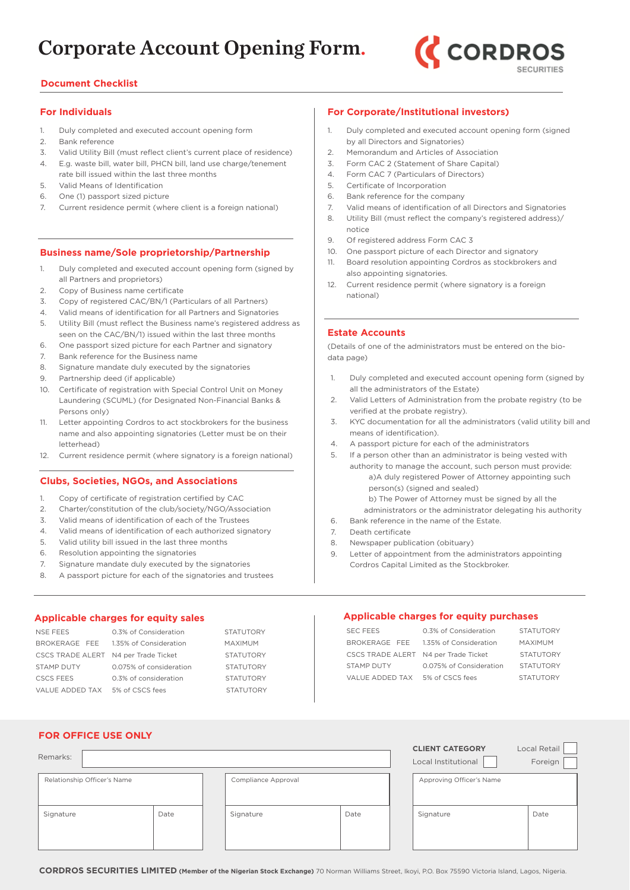# Corporate Account Opening Form.

CORDROS SECURITIES

## Document Checklist

### For Individuals

1. Duly completed and executed account opening form
2. Bank reference
3. Valid Utility Bill (must reflect client's current place of residence)
4. E.g. waste bill, water bill, PHCN bill, land use charge/tenement rate bill issued within the last three months
5. Valid Means of Identification
6. One (1) passport sized picture
7. Current residence permit (where client is a foreign national)

### Business name/Sole proprietorship/Partnership

1. Duly completed and executed account opening form (signed by all Partners and proprietors)
2. Copy of Business name certificate
3. Copy of registered CAC/BN/1 (Particulars of all Partners)
4. Valid means of identification for all Partners and Signatories
5. Utility Bill (must reflect the Business name's registered address as seen on the CAC/BN/1) issued within the last three months
6. One passport sized picture for each Partner and signatory
7. Bank reference for the Business name
8. Signature mandate duly executed by the signatories
9. Partnership deed (if applicable)
10. Certificate of registration with Special Control Unit on Money Laundering (SCUML) (for Designated Non-Financial Banks & Persons only)
11. Letter appointing Cordros to act stockbrokers for the business name and also appointing signatories (Letter must be on their letterhead)
12. Current residence permit (where signatory is a foreign national)

### Clubs, Societies, NGOs, and Associations

1. Copy of certificate of registration certified by CAC
2. Charter/constitution of the club/society/NGO/Association
3. Valid means of identification of each of the Trustees
4. Valid means of identification of each authorized signatory
5. Valid utility bill issued in the last three months
6. Resolution appointing the signatories
7. Signature mandate duly executed by the signatories
8. A passport picture for each of the signatories and trustees

### For Corporate/Institutional investors)

1. Duly completed and executed account opening form (signed by all Directors and Signatories)
2. Memorandum and Articles of Association
3. Form CAC 2 (Statement of Share Capital)
4. Form CAC 7 (Particulars of Directors)
5. Certificate of Incorporation
6. Bank reference for the company
7. Valid means of identification of all Directors and Signatories
8. Utility Bill (must reflect the company's registered address)/ notice
9. Of registered address Form CAC 3
10. One passport picture of each Director and signatory
11. Board resolution appointing Cordros as stockbrokers and also appointing signatories.
12. Current residence permit (where signatory is a foreign national)

### Estate Accounts

(Details of one of the administrators must be entered on the bio-data page)

1. Duly completed and executed account opening form (signed by all the administrators of the Estate)
2. Valid Letters of Administration from the probate registry (to be verified at the probate registry).
3. KYC documentation for all the administrators (valid utility bill and means of identification).
4. A passport picture for each of the administrators
5. If a person other than an administrator is being vested with authority to manage the account, such person must provide:
   a)A duly registered Power of Attorney appointing such person(s) (signed and sealed)
   b) The Power of Attorney must be signed by all the administrators or the administrator delegating his authority
6. Bank reference in the name of the Estate.
7. Death certificate
8. Newspaper publication (obituary)
9. Letter of appointment from the administrators appointing Cordros Capital Limited as the Stockbroker.

### Applicable charges for equity sales

| | | |
|---|---|---|
| NSE FEES | 0.3% of Consideration | STATUTORY |
| BROKERAGE FEE | 1.35% of Consideration | MAXIMUM |
| CSCS TRADE ALERT | N4 per Trade Ticket | STATUTORY |
| STAMP DUTY | 0.075% of consideration | STATUTORY |
| CSCS FEES | 0.3% of consideration | STATUTORY |
| VALUE ADDED TAX | 5% of CSCS fees | STATUTORY |

### Applicable charges for equity purchases

| | | |
|---|---|---|
| SEC FEES | 0.3% of Consideration | STATUTORY |
| BROKERAGE FEE | 1.35% of Consideration | MAXIMUM |
| CSCS TRADE ALERT | N4 per Trade Ticket | STATUTORY |
| STAMP DUTY | 0.075% of Consideration | STATUTORY |
| VALUE ADDED TAX | 5% of CSCS fees | STATUTORY |

### FOR OFFICE USE ONLY

Remarks:

**CLIENT CATEGORY** Local Retail ☐ Local Institutional ☐ Foreign ☐

| Relationship Officer's Name | | Compliance Approval | | Approving Officer's Name | |
|---|---|---|---|---|---|
| Signature | Date | Signature | Date | Signature | Date |

**CORDROS SECURITIES LIMITED** **(Member of the Nigerian Stock Exchange)** 70 Norman Williams Street, Ikoyi, P.O. Box 75590 Victoria Island, Lagos, Nigeria.